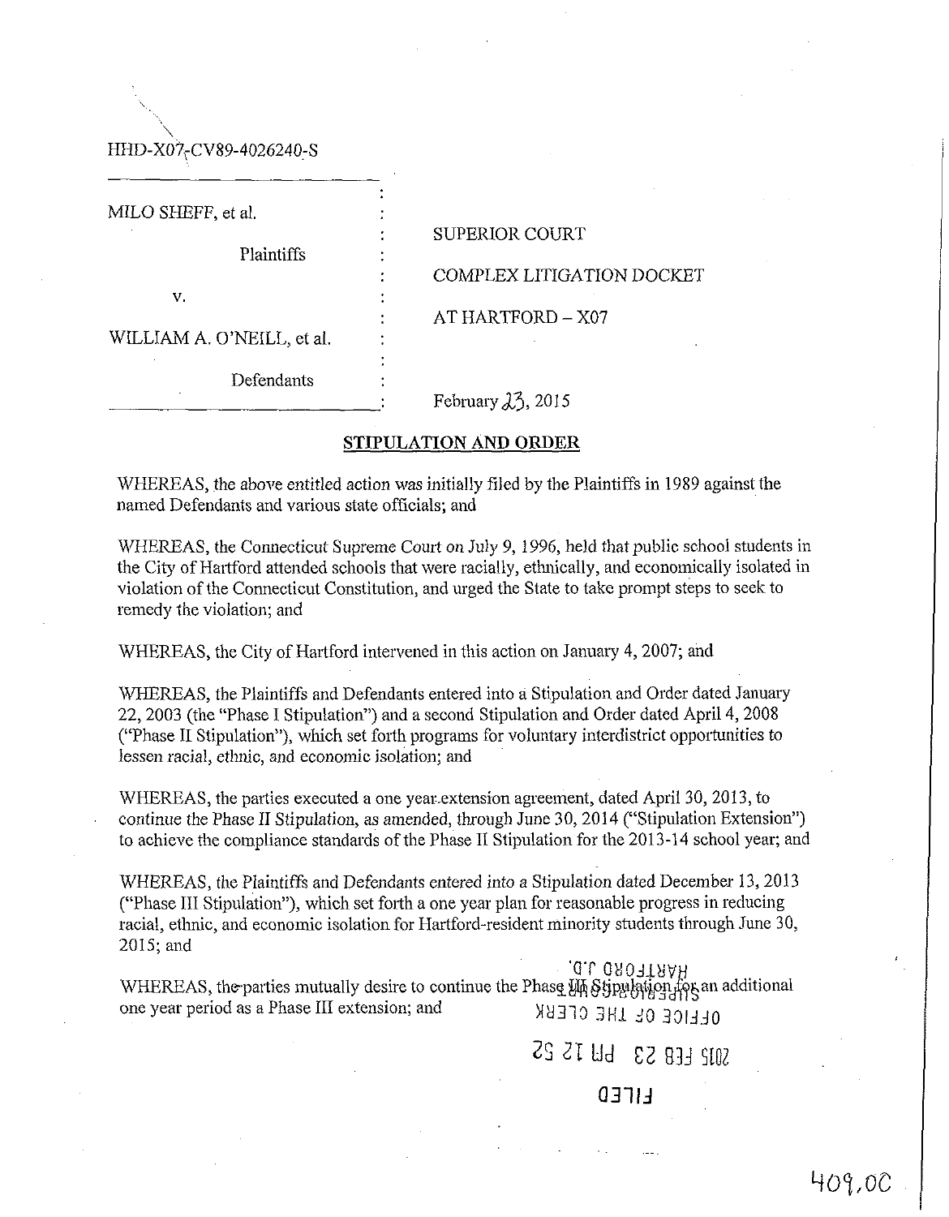HHD-X07-CV89-4026240-S

| | | |
|---|---|---|
| MILO SHEFF, et al. | : | |
| Plaintiffs | : | SUPERIOR COURT |
| v. | : | COMPLEX LITIGATION DOCKET |
| WILLIAM A. O'NEILL, et al. | : | AT HARTFORD – X07 |
| Defendants | : | February 23, 2015 |

## STIPULATION AND ORDER

WHEREAS, the above entitled action was initially filed by the Plaintiffs in 1989 against the named Defendants and various state officials; and

WHEREAS, the Connecticut Supreme Court on July 9, 1996, held that public school students in the City of Hartford attended schools that were racially, ethnically, and economically isolated in violation of the Connecticut Constitution, and urged the State to take prompt steps to seek to remedy the violation; and

WHEREAS, the City of Hartford intervened in this action on January 4, 2007; and

WHEREAS, the Plaintiffs and Defendants entered into a Stipulation and Order dated January 22, 2003 (the "Phase I Stipulation") and a second Stipulation and Order dated April 4, 2008 ("Phase II Stipulation"), which set forth programs for voluntary interdistrict opportunities to lessen racial, ethnic, and economic isolation; and

WHEREAS, the parties executed a one year extension agreement, dated April 30, 2013, to continue the Phase II Stipulation, as amended, through June 30, 2014 ("Stipulation Extension") to achieve the compliance standards of the Phase II Stipulation for the 2013-14 school year; and

WHEREAS, the Plaintiffs and Defendants entered into a Stipulation dated December 13, 2013 ("Phase III Stipulation"), which set forth a one year plan for reasonable progress in reducing racial, ethnic, and economic isolation for Hartford-resident minority students through June 30, 2015; and

WHEREAS, the parties mutually desire to continue the Phase III Stipulation for an additional one year period as a Phase III extension; and

HARTFORD J.D.
SUPERIOR COURT
OFFICE OF THE CLERK
2015 FEB 23 PM 12 52
FILED

409.0C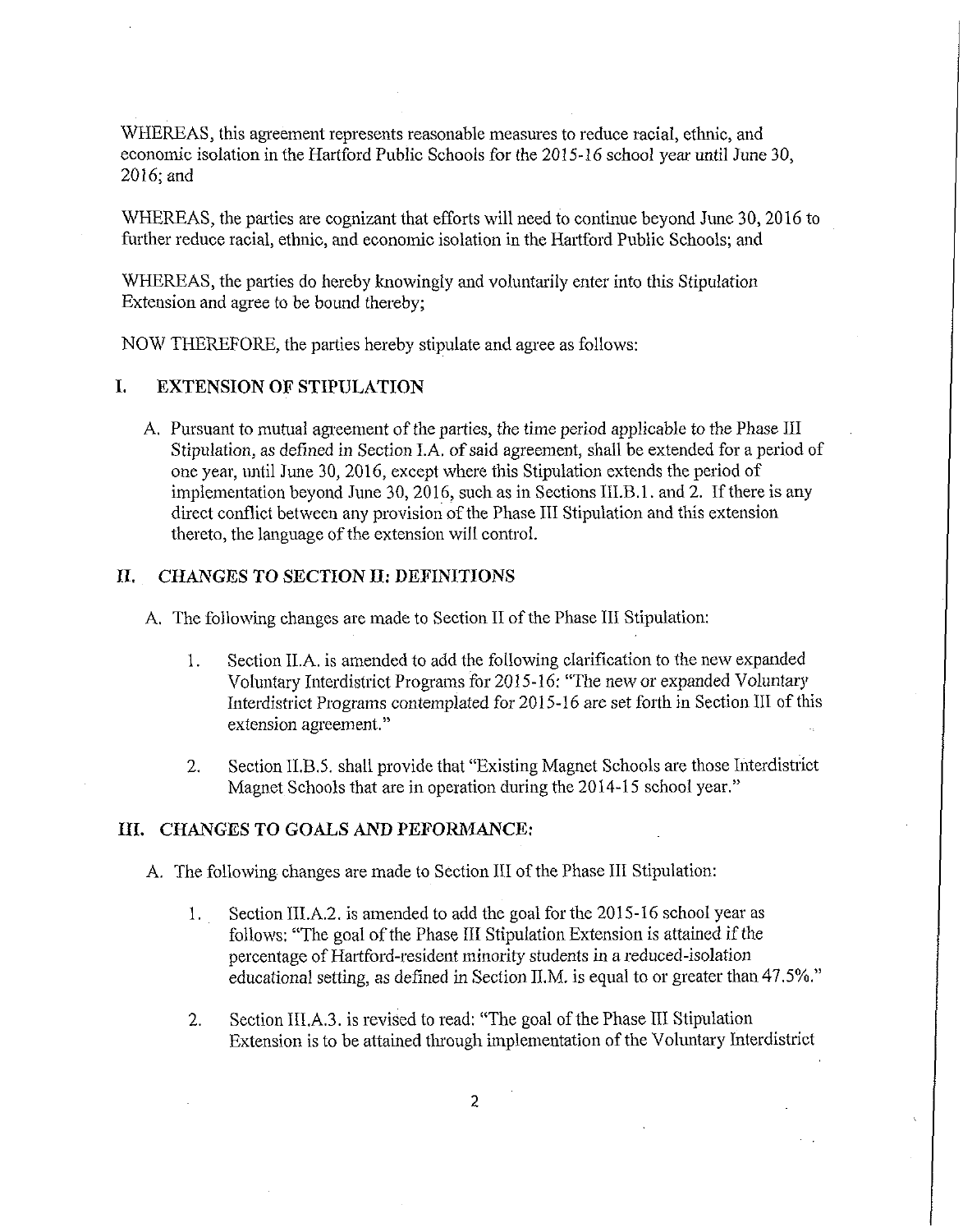WHEREAS, this agreement represents reasonable measures to reduce racial, ethnic, and economic isolation in the Hartford Public Schools for the 2015-16 school year until June 30, 2016; and

WHEREAS, the parties are cognizant that efforts will need to continue beyond June 30, 2016 to further reduce racial, ethnic, and economic isolation in the Hartford Public Schools; and

WHEREAS, the parties do hereby knowingly and voluntarily enter into this Stipulation Extension and agree to be bound thereby;

NOW THEREFORE, the parties hereby stipulate and agree as follows:

## I. EXTENSION OF STIPULATION

A. Pursuant to mutual agreement of the parties, the time period applicable to the Phase III Stipulation, as defined in Section I.A. of said agreement, shall be extended for a period of one year, until June 30, 2016, except where this Stipulation extends the period of implementation beyond June 30, 2016, such as in Sections III.B.1. and 2. If there is any direct conflict between any provision of the Phase III Stipulation and this extension thereto, the language of the extension will control.

## II. CHANGES TO SECTION II: DEFINITIONS

A. The following changes are made to Section II of the Phase III Stipulation:

1. Section II.A. is amended to add the following clarification to the new expanded Voluntary Interdistrict Programs for 2015-16: "The new or expanded Voluntary Interdistrict Programs contemplated for 2015-16 are set forth in Section III of this extension agreement."

2. Section II.B.5. shall provide that "Existing Magnet Schools are those Interdistrict Magnet Schools that are in operation during the 2014-15 school year."

## III. CHANGES TO GOALS AND PEFORMANCE:

A. The following changes are made to Section III of the Phase III Stipulation:

1. Section III.A.2. is amended to add the goal for the 2015-16 school year as follows: "The goal of the Phase III Stipulation Extension is attained if the percentage of Hartford-resident minority students in a reduced-isolation educational setting, as defined in Section II.M. is equal to or greater than 47.5%."

2. Section III.A.3. is revised to read: "The goal of the Phase III Stipulation Extension is to be attained through implementation of the Voluntary Interdistrict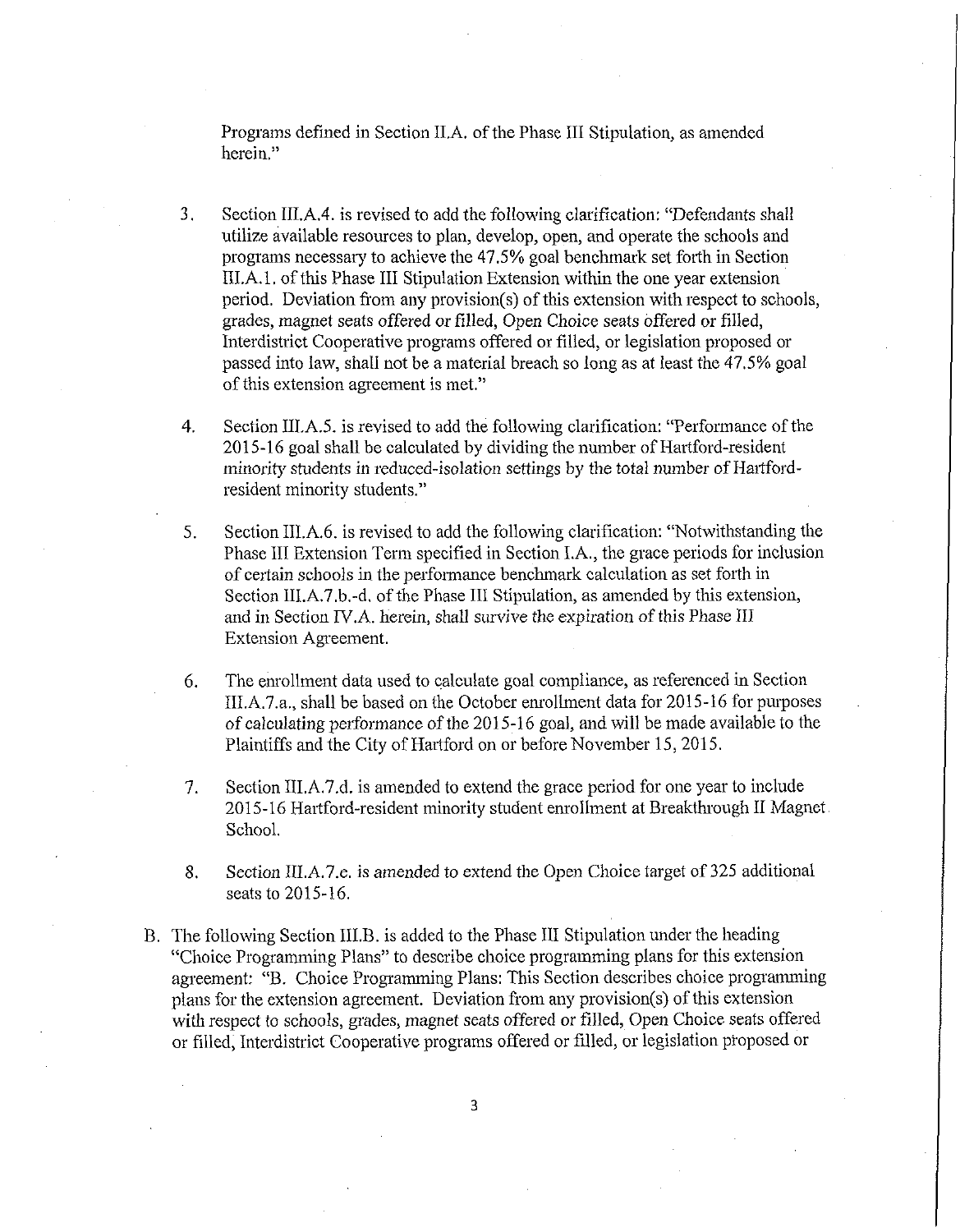Programs defined in Section II.A. of the Phase III Stipulation, as amended herein."

3. Section III.A.4. is revised to add the following clarification: "Defendants shall utilize available resources to plan, develop, open, and operate the schools and programs necessary to achieve the 47.5% goal benchmark set forth in Section III.A.1. of this Phase III Stipulation Extension within the one year extension period. Deviation from any provision(s) of this extension with respect to schools, grades, magnet seats offered or filled, Open Choice seats offered or filled, Interdistrict Cooperative programs offered or filled, or legislation proposed or passed into law, shall not be a material breach so long as at least the 47.5% goal of this extension agreement is met."

4. Section III.A.5. is revised to add the following clarification: "Performance of the 2015-16 goal shall be calculated by dividing the number of Hartford-resident minority students in reduced-isolation settings by the total number of Hartford-resident minority students."

5. Section III.A.6. is revised to add the following clarification: "Notwithstanding the Phase III Extension Term specified in Section I.A., the grace periods for inclusion of certain schools in the performance benchmark calculation as set forth in Section III.A.7.b.-d. of the Phase III Stipulation, as amended by this extension, and in Section IV.A. herein, shall survive the expiration of this Phase III Extension Agreement.

6. The enrollment data used to calculate goal compliance, as referenced in Section III.A.7.a., shall be based on the October enrollment data for 2015-16 for purposes of calculating performance of the 2015-16 goal, and will be made available to the Plaintiffs and the City of Hartford on or before November 15, 2015.

7. Section III.A.7.d. is amended to extend the grace period for one year to include 2015-16 Hartford-resident minority student enrollment at Breakthrough II Magnet School.

8. Section III.A.7.e. is amended to extend the Open Choice target of 325 additional seats to 2015-16.

B. The following Section III.B. is added to the Phase III Stipulation under the heading "Choice Programming Plans" to describe choice programming plans for this extension agreement: "B. Choice Programming Plans: This Section describes choice programming plans for the extension agreement. Deviation from any provision(s) of this extension with respect to schools, grades, magnet seats offered or filled, Open Choice seats offered or filled, Interdistrict Cooperative programs offered or filled, or legislation proposed or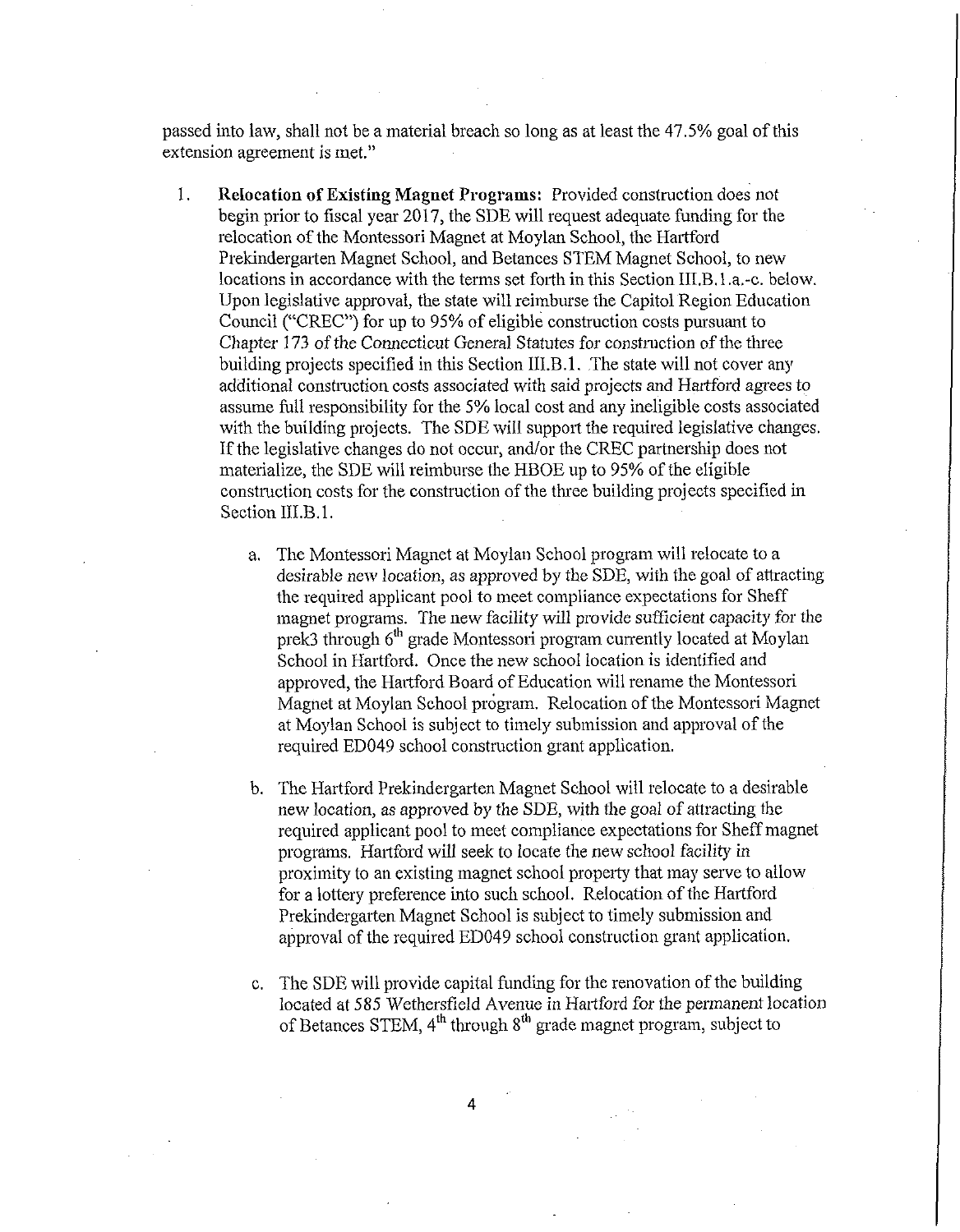passed into law, shall not be a material breach so long as at least the 47.5% goal of this extension agreement is met."

1. **Relocation of Existing Magnet Programs:** Provided construction does not begin prior to fiscal year 2017, the SDE will request adequate funding for the relocation of the Montessori Magnet at Moylan School, the Hartford Prekindergarten Magnet School, and Betances STEM Magnet School, to new locations in accordance with the terms set forth in this Section III.B.1.a.-c. below. Upon legislative approval, the state will reimburse the Capitol Region Education Council ("CREC") for up to 95% of eligible construction costs pursuant to Chapter 173 of the Connecticut General Statutes for construction of the three building projects specified in this Section III.B.1. The state will not cover any additional construction costs associated with said projects and Hartford agrees to assume full responsibility for the 5% local cost and any ineligible costs associated with the building projects. The SDE will support the required legislative changes. If the legislative changes do not occur, and/or the CREC partnership does not materialize, the SDE will reimburse the HBOE up to 95% of the eligible construction costs for the construction of the three building projects specified in Section III.B.1.

   a. The Montessori Magnet at Moylan School program will relocate to a desirable new location, as approved by the SDE, with the goal of attracting the required applicant pool to meet compliance expectations for Sheff magnet programs. The new facility will provide sufficient capacity for the prek3 through 6th grade Montessori program currently located at Moylan School in Hartford. Once the new school location is identified and approved, the Hartford Board of Education will rename the Montessori Magnet at Moylan School program. Relocation of the Montessori Magnet at Moylan School is subject to timely submission and approval of the required ED049 school construction grant application.

   b. The Hartford Prekindergarten Magnet School will relocate to a desirable new location, as approved by the SDE, with the goal of attracting the required applicant pool to meet compliance expectations for Sheff magnet programs. Hartford will seek to locate the new school facility in proximity to an existing magnet school property that may serve to allow for a lottery preference into such school. Relocation of the Hartford Prekindergarten Magnet School is subject to timely submission and approval of the required ED049 school construction grant application.

   c. The SDE will provide capital funding for the renovation of the building located at 585 Wethersfield Avenue in Hartford for the permanent location of Betances STEM, 4th through 8th grade magnet program, subject to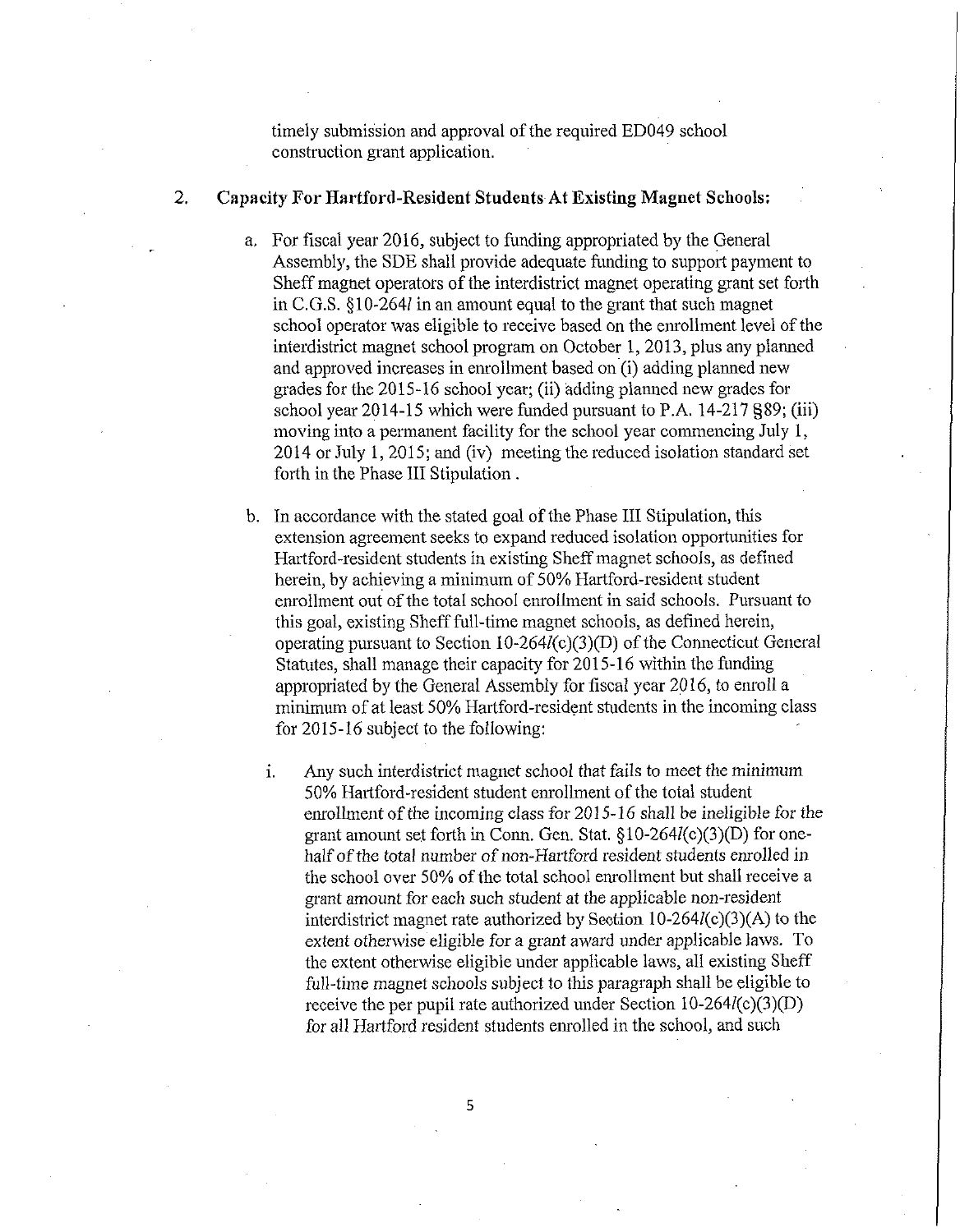timely submission and approval of the required ED049 school construction grant application.

2. **Capacity For Hartford-Resident Students At Existing Magnet Schools:**

   a. For fiscal year 2016, subject to funding appropriated by the General Assembly, the SDE shall provide adequate funding to support payment to Sheff magnet operators of the interdistrict magnet operating grant set forth in C.G.S. §10-264*l* in an amount equal to the grant that such magnet school operator was eligible to receive based on the enrollment level of the interdistrict magnet school program on October 1, 2013, plus any planned and approved increases in enrollment based on (i) adding planned new grades for the 2015-16 school year; (ii) adding planned new grades for school year 2014-15 which were funded pursuant to P.A. 14-217 §89; (iii) moving into a permanent facility for the school year commencing July 1, 2014 or July 1, 2015; and (iv) meeting the reduced isolation standard set forth in the Phase III Stipulation .

   b. In accordance with the stated goal of the Phase III Stipulation, this extension agreement seeks to expand reduced isolation opportunities for Hartford-resident students in existing Sheff magnet schools, as defined herein, by achieving a minimum of 50% Hartford-resident student enrollment out of the total school enrollment in said schools. Pursuant to this goal, existing Sheff full-time magnet schools, as defined herein, operating pursuant to Section 10-264*l*(c)(3)(D) of the Connecticut General Statutes, shall manage their capacity for 2015-16 within the funding appropriated by the General Assembly for fiscal year 2016, to enroll a minimum of at least 50% Hartford-resident students in the incoming class for 2015-16 subject to the following:

      i. Any such interdistrict magnet school that fails to meet the minimum 50% Hartford-resident student enrollment of the total student enrollment of the incoming class for 2015-16 shall be ineligible for the grant amount set forth in Conn. Gen. Stat. §10-264*l*(c)(3)(D) for one-half of the total number of non-Hartford resident students enrolled in the school over 50% of the total school enrollment but shall receive a grant amount for each such student at the applicable non-resident interdistrict magnet rate authorized by Section 10-264*l*(c)(3)(A) to the extent otherwise eligible for a grant award under applicable laws. To the extent otherwise eligible under applicable laws, all existing Sheff full-time magnet schools subject to this paragraph shall be eligible to receive the per pupil rate authorized under Section 10-264*l*(c)(3)(D) for all Hartford resident students enrolled in the school, and such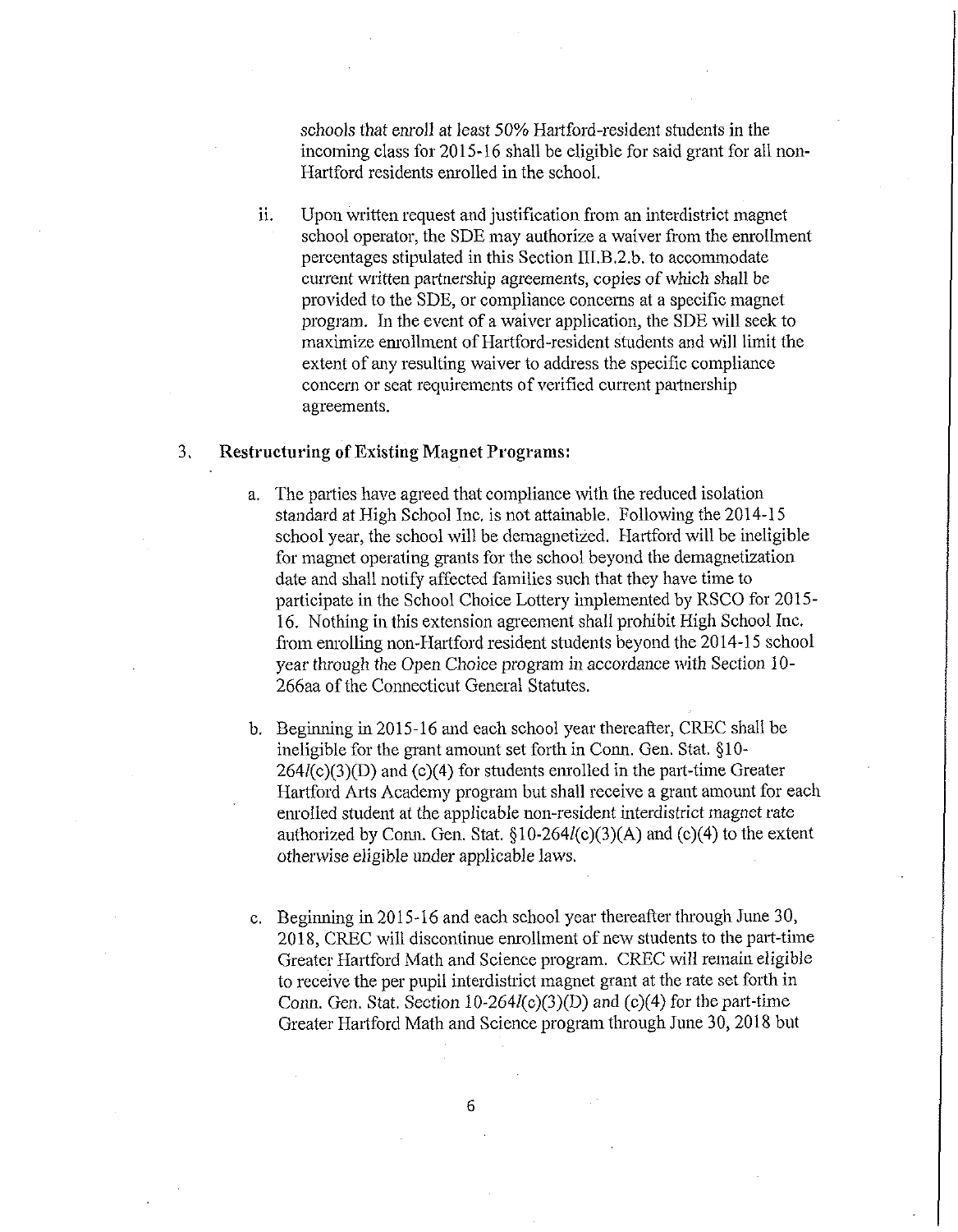schools that enroll at least 50% Hartford-resident students in the incoming class for 2015-16 shall be eligible for said grant for all non-Hartford residents enrolled in the school.

ii. Upon written request and justification from an interdistrict magnet school operator, the SDE may authorize a waiver from the enrollment percentages stipulated in this Section III.B.2.b. to accommodate current written partnership agreements, copies of which shall be provided to the SDE, or compliance concerns at a specific magnet program. In the event of a waiver application, the SDE will seek to maximize enrollment of Hartford-resident students and will limit the extent of any resulting waiver to address the specific compliance concern or seat requirements of verified current partnership agreements.

3. **Restructuring of Existing Magnet Programs:**

a. The parties have agreed that compliance with the reduced isolation standard at High School Inc. is not attainable. Following the 2014-15 school year, the school will be demagnetized. Hartford will be ineligible for magnet operating grants for the school beyond the demagnetization date and shall notify affected families such that they have time to participate in the School Choice Lottery implemented by RSCO for 2015-16. Nothing in this extension agreement shall prohibit High School Inc. from enrolling non-Hartford resident students beyond the 2014-15 school year through the Open Choice program in accordance with Section 10-266aa of the Connecticut General Statutes.

b. Beginning in 2015-16 and each school year thereafter, CREC shall be ineligible for the grant amount set forth in Conn. Gen. Stat. §10-264*l*(c)(3)(D) and (c)(4) for students enrolled in the part-time Greater Hartford Arts Academy program but shall receive a grant amount for each enrolled student at the applicable non-resident interdistrict magnet rate authorized by Conn. Gen. Stat. §10-264*l*(c)(3)(A) and (c)(4) to the extent otherwise eligible under applicable laws.

c. Beginning in 2015-16 and each school year thereafter through June 30, 2018, CREC will discontinue enrollment of new students to the part-time Greater Hartford Math and Science program. CREC will remain eligible to receive the per pupil interdistrict magnet grant at the rate set forth in Conn. Gen. Stat. Section 10-264*l*(c)(3)(D) and (c)(4) for the part-time Greater Hartford Math and Science program through June 30, 2018 but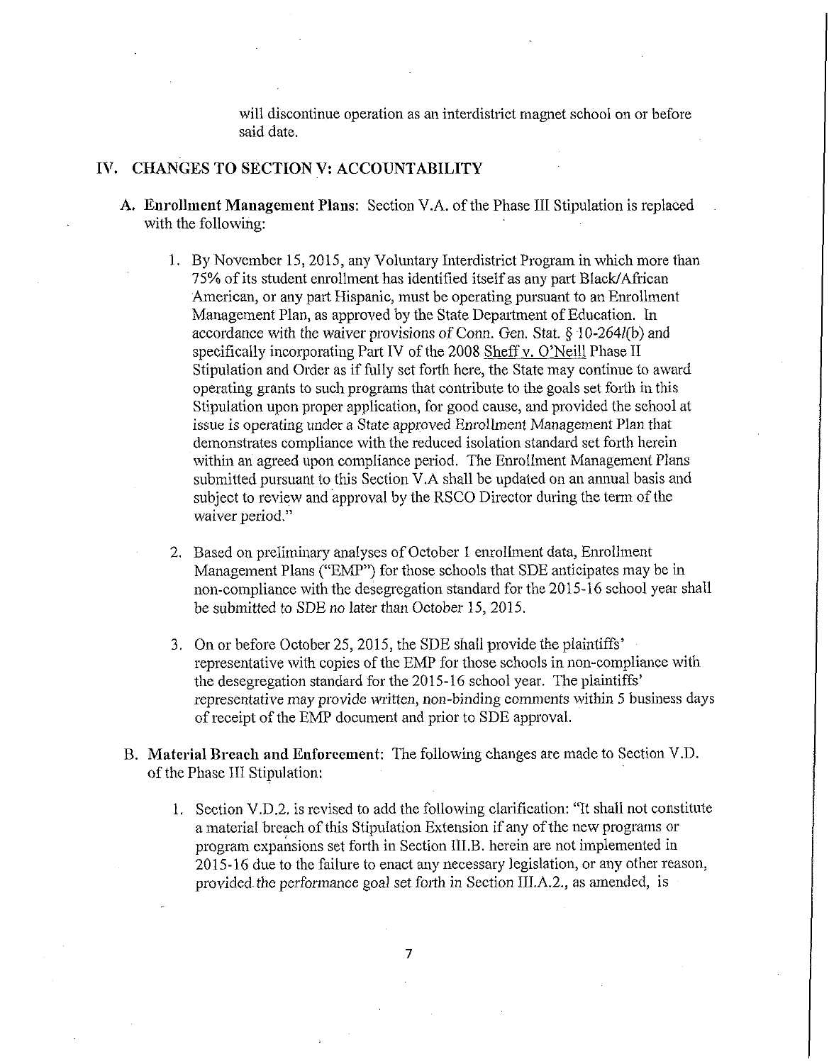will discontinue operation as an interdistrict magnet school on or before said date.

## IV. CHANGES TO SECTION V: ACCOUNTABILITY

**A. Enrollment Management Plans:** Section V.A. of the Phase III Stipulation is replaced with the following:

1. By November 15, 2015, any Voluntary Interdistrict Program in which more than 75% of its student enrollment has identified itself as any part Black/African American, or any part Hispanic, must be operating pursuant to an Enrollment Management Plan, as approved by the State Department of Education. In accordance with the waiver provisions of Conn. Gen. Stat. § 10-264*l*(b) and specifically incorporating Part IV of the 2008 Sheff v. O'Neill Phase II Stipulation and Order as if fully set forth here, the State may continue to award operating grants to such programs that contribute to the goals set forth in this Stipulation upon proper application, for good cause, and provided the school at issue is operating under a State approved Enrollment Management Plan that demonstrates compliance with the reduced isolation standard set forth herein within an agreed upon compliance period. The Enrollment Management Plans submitted pursuant to this Section V.A shall be updated on an annual basis and subject to review and approval by the RSCO Director during the term of the waiver period."

2. Based on preliminary analyses of October 1 enrollment data, Enrollment Management Plans ("EMP") for those schools that SDE anticipates may be in non-compliance with the desegregation standard for the 2015-16 school year shall be submitted to SDE no later than October 15, 2015.

3. On or before October 25, 2015, the SDE shall provide the plaintiffs' representative with copies of the EMP for those schools in non-compliance with the desegregation standard for the 2015-16 school year. The plaintiffs' representative may provide written, non-binding comments within 5 business days of receipt of the EMP document and prior to SDE approval.

**B. Material Breach and Enforcement:** The following changes are made to Section V.D. of the Phase III Stipulation:

1. Section V.D.2. is revised to add the following clarification: "It shall not constitute a material breach of this Stipulation Extension if any of the new programs or program expansions set forth in Section III.B. herein are not implemented in 2015-16 due to the failure to enact any necessary legislation, or any other reason, provided the performance goal set forth in Section III.A.2., as amended, is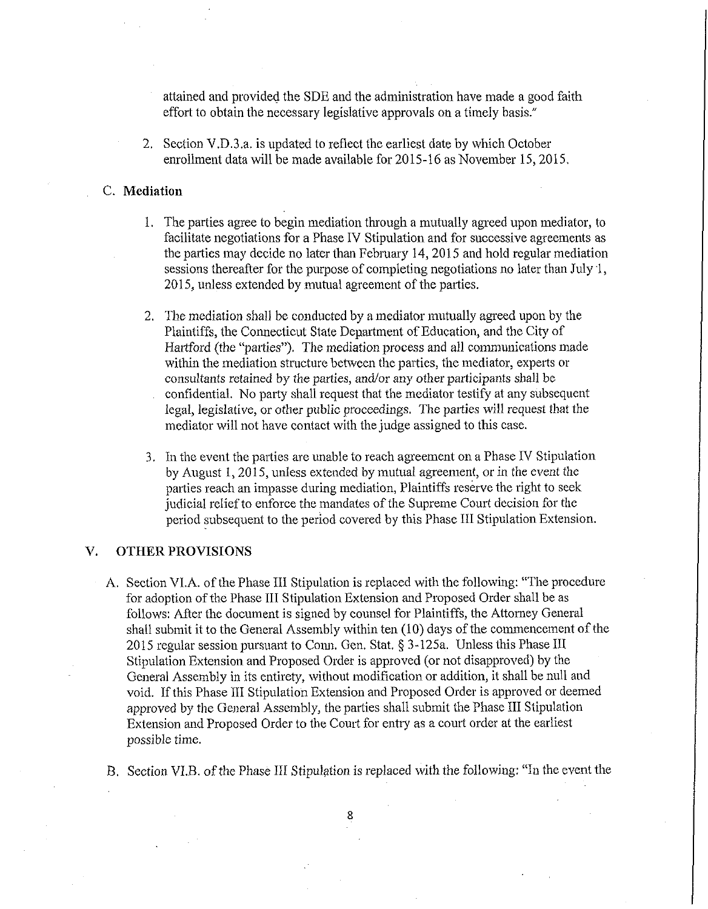attained and provided the SDE and the administration have made a good faith effort to obtain the necessary legislative approvals on a timely basis."

2. Section V.D.3.a. is updated to reflect the earliest date by which October enrollment data will be made available for 2015-16 as November 15, 2015.

C. **Mediation**

1. The parties agree to begin mediation through a mutually agreed upon mediator, to facilitate negotiations for a Phase IV Stipulation and for successive agreements as the parties may decide no later than February 14, 2015 and hold regular mediation sessions thereafter for the purpose of completing negotiations no later than July 1, 2015, unless extended by mutual agreement of the parties.

2. The mediation shall be conducted by a mediator mutually agreed upon by the Plaintiffs, the Connecticut State Department of Education, and the City of Hartford (the "parties"). The mediation process and all communications made within the mediation structure between the parties, the mediator, experts or consultants retained by the parties, and/or any other participants shall be confidential. No party shall request that the mediator testify at any subsequent legal, legislative, or other public proceedings. The parties will request that the mediator will not have contact with the judge assigned to this case.

3. In the event the parties are unable to reach agreement on a Phase IV Stipulation by August 1, 2015, unless extended by mutual agreement, or in the event the parties reach an impasse during mediation, Plaintiffs reserve the right to seek judicial relief to enforce the mandates of the Supreme Court decision for the period subsequent to the period covered by this Phase III Stipulation Extension.

## V. OTHER PROVISIONS

A. Section VI.A. of the Phase III Stipulation is replaced with the following: "The procedure for adoption of the Phase III Stipulation Extension and Proposed Order shall be as follows: After the document is signed by counsel for Plaintiffs, the Attorney General shall submit it to the General Assembly within ten (10) days of the commencement of the 2015 regular session pursuant to Conn. Gen. Stat. § 3-125a. Unless this Phase III Stipulation Extension and Proposed Order is approved (or not disapproved) by the General Assembly in its entirety, without modification or addition, it shall be null and void. If this Phase III Stipulation Extension and Proposed Order is approved or deemed approved by the General Assembly, the parties shall submit the Phase III Stipulation Extension and Proposed Order to the Court for entry as a court order at the earliest possible time.

B. Section VI.B. of the Phase III Stipulation is replaced with the following: "In the event the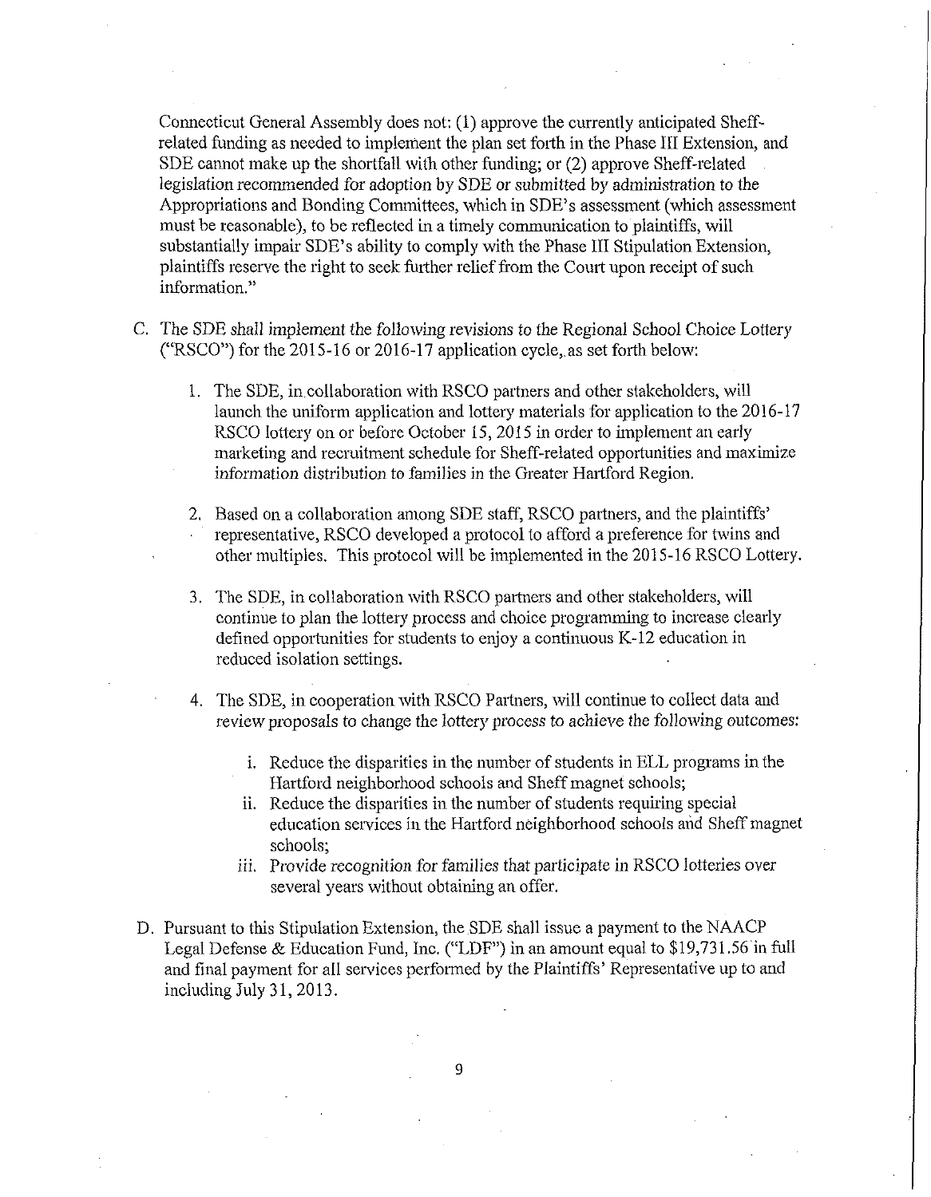Connecticut General Assembly does not: (1) approve the currently anticipated Sheff-related funding as needed to implement the plan set forth in the Phase III Extension, and SDE cannot make up the shortfall with other funding; or (2) approve Sheff-related legislation recommended for adoption by SDE or submitted by administration to the Appropriations and Bonding Committees, which in SDE's assessment (which assessment must be reasonable), to be reflected in a timely communication to plaintiffs, will substantially impair SDE's ability to comply with the Phase III Stipulation Extension, plaintiffs reserve the right to seek further relief from the Court upon receipt of such information."

C. The SDE shall implement the following revisions to the Regional School Choice Lottery ("RSCO") for the 2015-16 or 2016-17 application cycle, as set forth below:

   1. The SDE, in collaboration with RSCO partners and other stakeholders, will launch the uniform application and lottery materials for application to the 2016-17 RSCO lottery on or before October 15, 2015 in order to implement an early marketing and recruitment schedule for Sheff-related opportunities and maximize information distribution to families in the Greater Hartford Region.

   2. Based on a collaboration among SDE staff, RSCO partners, and the plaintiffs' representative, RSCO developed a protocol to afford a preference for twins and other multiples. This protocol will be implemented in the 2015-16 RSCO Lottery.

   3. The SDE, in collaboration with RSCO partners and other stakeholders, will continue to plan the lottery process and choice programming to increase clearly defined opportunities for students to enjoy a continuous K-12 education in reduced isolation settings.

   4. The SDE, in cooperation with RSCO Partners, will continue to collect data and review proposals to change the lottery process to achieve the following outcomes:

      i. Reduce the disparities in the number of students in ELL programs in the Hartford neighborhood schools and Sheff magnet schools;
      ii. Reduce the disparities in the number of students requiring special education services in the Hartford neighborhood schools and Sheff magnet schools;
      iii. Provide recognition for families that participate in RSCO lotteries over several years without obtaining an offer.

D. Pursuant to this Stipulation Extension, the SDE shall issue a payment to the NAACP Legal Defense & Education Fund, Inc. ("LDF") in an amount equal to $19,731.56 in full and final payment for all services performed by the Plaintiffs' Representative up to and including July 31, 2013.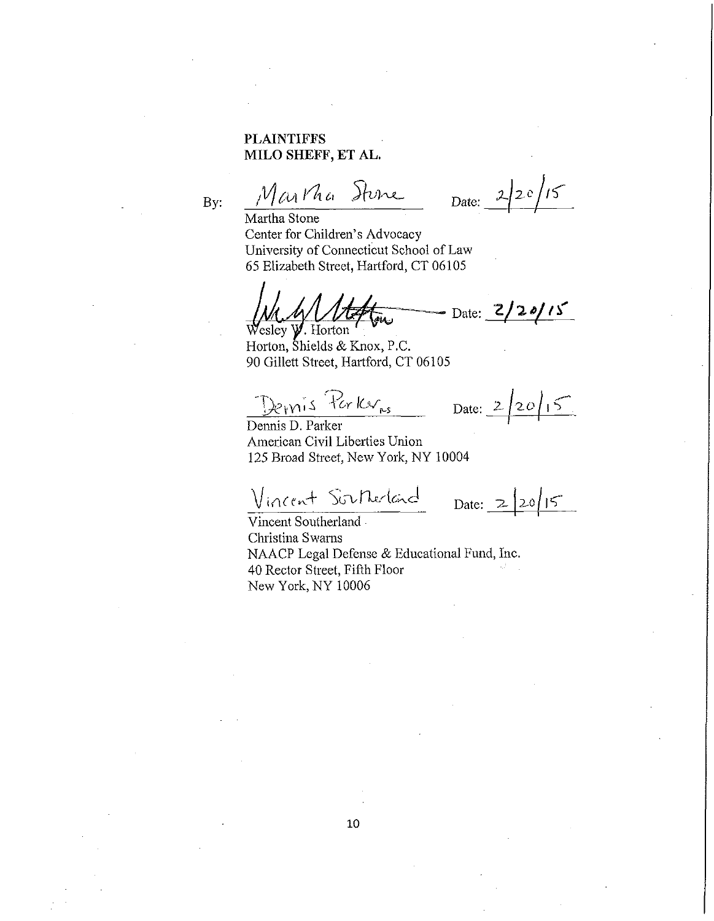**PLAINTIFFS**
**MILO SHEFF, ET AL.**

By: Martha Stone Date: 2/20/15

Martha Stone
Center for Children's Advocacy
University of Connecticut School of Law
65 Elizabeth Street, Hartford, CT 06105

Wesley W. Horton Date: 2/20/15

Wesley W. Horton
Horton, Shields & Knox, P.C.
90 Gillett Street, Hartford, CT 06105

Dennis Parker Date: 2/20/15

Dennis D. Parker
American Civil Liberties Union
125 Broad Street, New York, NY 10004

Vincent Southerland Date: 2/20/15

Vincent Southerland
Christina Swarns
NAACP Legal Defense & Educational Fund, Inc.
40 Rector Street, Fifth Floor
New York, NY 10006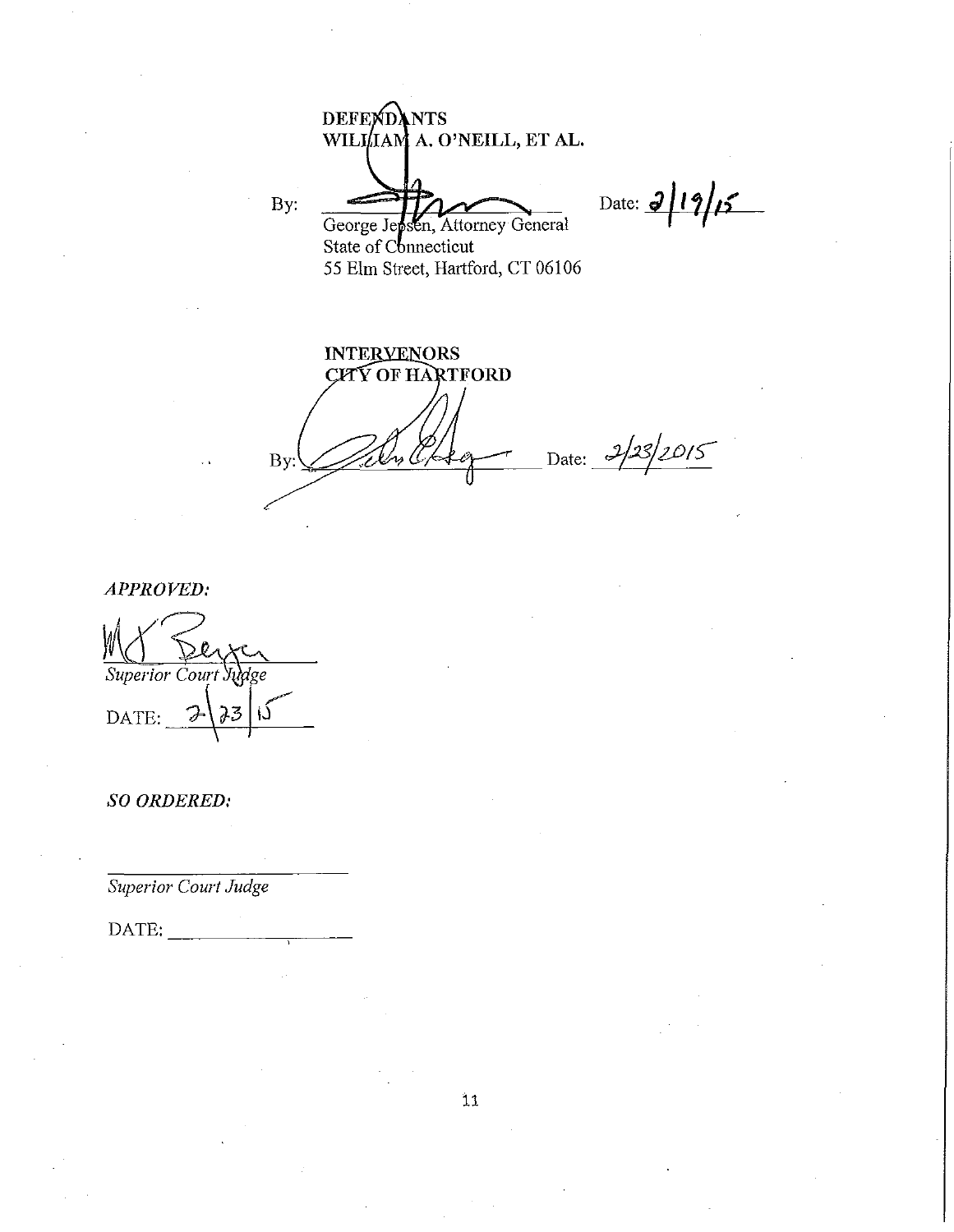**DEFENDANTS**
**WILLIAM A. O'NEILL, ET AL.**

By: ______________________ Date: 2/19/15
George Jepsen, Attorney General
State of Connecticut
55 Elm Street, Hartford, CT 06106

**INTERVENORS**
**CITY OF HARTFORD**

By: ______________________ Date: 2/23/2015

*APPROVED:*

______________________
*Superior Court Judge*

DATE: 2/23/15

*SO ORDERED:*

______________________
*Superior Court Judge*

DATE: ______________________